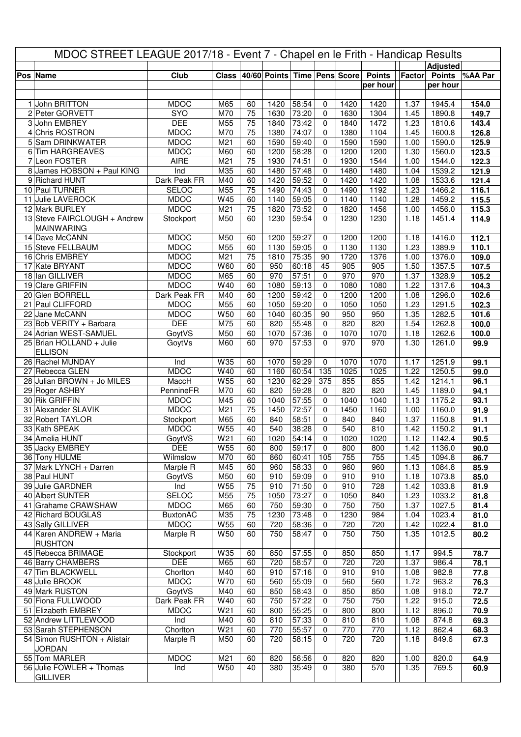# MDOC STREET LEAGUE 2017/18 - Event 7 - Chapel en le Frith - Handicap Results

| Pos | Name | Club | Class | 40/60 | Points | Time | Pens | Score | Points per hour | Factor | Adjusted Points per hour | %AA Par |
|---|---|---|---|---|---|---|---|---|---|---|---|---|
| 1 | John BRITTON | MDOC | M65 | 60 | 1420 | 58:54 | 0 | 1420 | 1420 | 1.37 | 1945.4 | **154.0** |
| 2 | Peter GORVETT | SYO | M70 | 75 | 1630 | 73:20 | 0 | 1630 | 1304 | 1.45 | 1890.8 | **149.7** |
| 3 | John EMBREY | DEE | M55 | 75 | 1840 | 73:42 | 0 | 1840 | 1472 | 1.23 | 1810.6 | **143.4** |
| 4 | Chris ROSTRON | MDOC | M70 | 75 | 1380 | 74:07 | 0 | 1380 | 1104 | 1.45 | 1600.8 | **126.8** |
| 5 | Sam DRINKWATER | MDOC | M21 | 60 | 1590 | 59:40 | 0 | 1590 | 1590 | 1.00 | 1590.0 | **125.9** |
| 6 | Tim HARGREAVES | MDOC | M60 | 60 | 1200 | 58:28 | 0 | 1200 | 1200 | 1.30 | 1560.0 | **123.5** |
| 7 | Leon FOSTER | AIRE | M21 | 75 | 1930 | 74:51 | 0 | 1930 | 1544 | 1.00 | 1544.0 | **122.3** |
| 8 | James HOBSON + Paul KING | Ind | M35 | 60 | 1480 | 57:48 | 0 | 1480 | 1480 | 1.04 | 1539.2 | **121.9** |
| 9 | Richard HUNT | Dark Peak FR | M40 | 60 | 1420 | 59:52 | 0 | 1420 | 1420 | 1.08 | 1533.6 | **121.4** |
| 10 | Paul TURNER | SELOC | M55 | 75 | 1490 | 74:43 | 0 | 1490 | 1192 | 1.23 | 1466.2 | **116.1** |
| 11 | Julie LAVEROCK | MDOC | W45 | 60 | 1140 | 59:05 | 0 | 1140 | 1140 | 1.28 | 1459.2 | **115.5** |
| 12 | Mark BURLEY | MDOC | M21 | 75 | 1820 | 73:52 | 0 | 1820 | 1456 | 1.00 | 1456.0 | **115.3** |
| 13 | Steve FAIRCLOUGH + Andrew MAINWARING | Stockport | M50 | 60 | 1230 | 59:54 | 0 | 1230 | 1230 | 1.18 | 1451.4 | **114.9** |
| 14 | Dave McCANN | MDOC | M50 | 60 | 1200 | 59:27 | 0 | 1200 | 1200 | 1.18 | 1416.0 | **112.1** |
| 15 | Steve FELLBAUM | MDOC | M55 | 60 | 1130 | 59:05 | 0 | 1130 | 1130 | 1.23 | 1389.9 | **110.1** |
| 16 | Chris EMBREY | MDOC | M21 | 75 | 1810 | 75:35 | 90 | 1720 | 1376 | 1.00 | 1376.0 | **109.0** |
| 17 | Kate BRYANT | MDOC | W60 | 60 | 950 | 60:18 | 45 | 905 | 905 | 1.50 | 1357.5 | **107.5** |
| 18 | Ian GILLIVER | MDOC | M65 | 60 | 970 | 57:51 | 0 | 970 | 970 | 1.37 | 1328.9 | **105.2** |
| 19 | Clare GRIFFIN | MDOC | W40 | 60 | 1080 | 59:13 | 0 | 1080 | 1080 | 1.22 | 1317.6 | **104.3** |
| 20 | Glen BORRELL | Dark Peak FR | M40 | 60 | 1200 | 59:42 | 0 | 1200 | 1200 | 1.08 | 1296.0 | **102.6** |
| 21 | Paul CLIFFORD | MDOC | M55 | 60 | 1050 | 59:20 | 0 | 1050 | 1050 | 1.23 | 1291.5 | **102.3** |
| 22 | Jane McCANN | MDOC | W50 | 60 | 1040 | 60:35 | 90 | 950 | 950 | 1.35 | 1282.5 | **101.6** |
| 23 | Bob VERITY + Barbara | DEE | M75 | 60 | 820 | 55:48 | 0 | 820 | 820 | 1.54 | 1262.8 | **100.0** |
| 24 | Adrian WEST-SAMUEL | GoytVS | M50 | 60 | 1070 | 57:36 | 0 | 1070 | 1070 | 1.18 | 1262.6 | **100.0** |
| 25 | Brian HOLLAND + Julie ELLISON | GoytVs | M60 | 60 | 970 | 57:53 | 0 | 970 | 970 | 1.30 | 1261.0 | **99.9** |
| 26 | Rachel MUNDAY | Ind | W35 | 60 | 1070 | 59:29 | 0 | 1070 | 1070 | 1.17 | 1251.9 | **99.1** |
| 27 | Rebecca GLEN | MDOC | W40 | 60 | 1160 | 60:54 | 135 | 1025 | 1025 | 1.22 | 1250.5 | **99.0** |
| 28 | Julian BROWN + Jo MILES | MaccH | W55 | 60 | 1230 | 62:29 | 375 | 855 | 855 | 1.42 | 1214.1 | **96.1** |
| 29 | Roger ASHBY | PennineFR | M70 | 60 | 820 | 59:28 | 0 | 820 | 820 | 1.45 | 1189.0 | **94.1** |
| 30 | Rik GRIFFIN | MDOC | M45 | 60 | 1040 | 57:55 | 0 | 1040 | 1040 | 1.13 | 1175.2 | **93.1** |
| 31 | Alexander SLAVIK | MDOC | M21 | 75 | 1450 | 72:57 | 0 | 1450 | 1160 | 1.00 | 1160.0 | **91.9** |
| 32 | Robert TAYLOR | Stockport | M65 | 60 | 840 | 58:51 | 0 | 840 | 840 | 1.37 | 1150.8 | **91.1** |
| 33 | Kath SPEAK | MDOC | W55 | 40 | 540 | 38:28 | 0 | 540 | 810 | 1.42 | 1150.2 | **91.1** |
| 34 | Amelia HUNT | GoytVS | W21 | 60 | 1020 | 54:14 | 0 | 1020 | 1020 | 1.12 | 1142.4 | **90.5** |
| 35 | Jacky EMBREY | DEE | W55 | 60 | 800 | 59:17 | 0 | 800 | 800 | 1.42 | 1136.0 | **90.0** |
| 36 | Tony HULME | Wilmslow | M70 | 60 | 860 | 60:41 | 105 | 755 | 755 | 1.45 | 1094.8 | **86.7** |
| 37 | Mark LYNCH + Darren | Marple R | M45 | 60 | 960 | 58:33 | 0 | 960 | 960 | 1.13 | 1084.8 | **85.9** |
| 38 | Paul HUNT | GoytVS | M50 | 60 | 910 | 59:09 | 0 | 910 | 910 | 1.18 | 1073.8 | **85.0** |
| 39 | Julie GARDNER | Ind | W55 | 75 | 910 | 71:50 | 0 | 910 | 728 | 1.42 | 1033.8 | **81.9** |
| 40 | Albert SUNTER | SELOC | M55 | 75 | 1050 | 73:27 | 0 | 1050 | 840 | 1.23 | 1033.2 | **81.8** |
| 41 | Grahame CRAWSHAW | MDOC | M65 | 60 | 750 | 59:30 | 0 | 750 | 750 | 1.37 | 1027.5 | **81.4** |
| 42 | Richard BOUGLAS | BuxtonAC | M35 | 75 | 1230 | 73:48 | 0 | 1230 | 984 | 1.04 | 1023.4 | **81.0** |
| 43 | Sally GILLIVER | MDOC | W55 | 60 | 720 | 58:36 | 0 | 720 | 720 | 1.42 | 1022.4 | **81.0** |
| 44 | Karen ANDREW + Maria RUSHTON | Marple R | W50 | 60 | 750 | 58:47 | 0 | 750 | 750 | 1.35 | 1012.5 | **80.2** |
| 45 | Rebecca BRIMAGE | Stockport | W35 | 60 | 850 | 57:55 | 0 | 850 | 850 | 1.17 | 994.5 | **78.7** |
| 46 | Barry CHAMBERS | DEE | M65 | 60 | 720 | 58:57 | 0 | 720 | 720 | 1.37 | 986.4 | **78.1** |
| 47 | Tim BLACKWELL | Chorlton | M40 | 60 | 910 | 57:16 | 0 | 910 | 910 | 1.08 | 982.8 | **77.8** |
| 48 | Julie BROOK | MDOC | W70 | 60 | 560 | 55:09 | 0 | 560 | 560 | 1.72 | 963.2 | **76.3** |
| 49 | Mark RUSTON | GoytVS | M40 | 60 | 850 | 58:43 | 0 | 850 | 850 | 1.08 | 918.0 | **72.7** |
| 50 | Fiona FULLWOOD | Dark Peak FR | W40 | 60 | 750 | 57:22 | 0 | 750 | 750 | 1.22 | 915.0 | **72.5** |
| 51 | Elizabeth EMBREY | MDOC | W21 | 60 | 800 | 55:25 | 0 | 800 | 800 | 1.12 | 896.0 | **70.9** |
| 52 | Andrew LITTLEWOOD | Ind | M40 | 60 | 810 | 57:33 | 0 | 810 | 810 | 1.08 | 874.8 | **69.3** |
| 53 | Sarah STEPHENSON | Chorlton | W21 | 60 | 770 | 55:57 | 0 | 770 | 770 | 1.12 | 862.4 | **68.3** |
| 54 | Simon RUSHTON + Alistair JORDAN | Marple R | M50 | 60 | 720 | 58:15 | 0 | 720 | 720 | 1.18 | 849.6 | **67.3** |
| 55 | Tom MARLER | MDOC | M21 | 60 | 820 | 56:56 | 0 | 820 | 820 | 1.00 | 820.0 | **64.9** |
| 56 | Julie FOWLER + Thomas GILLIVER | Ind | W50 | 40 | 380 | 35:49 | 0 | 380 | 570 | 1.35 | 769.5 | **60.9** |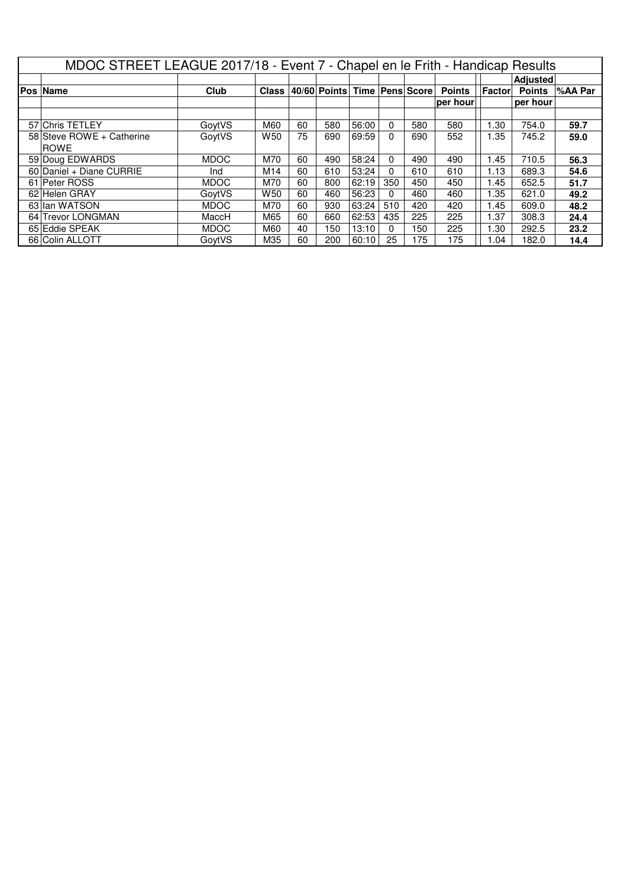# MDOC STREET LEAGUE 2017/18 - Event 7 - Chapel en le Frith - Handicap Results

| Pos | Name | Club | Class | 40/60 | Points | Time | Pens | Score | Points per hour | Factor | Adjusted Points per hour | %AA Par |
|---|---|---|---|---|---|---|---|---|---|---|---|---|
| 57 | Chris TETLEY | GoytVS | M60 | 60 | 580 | 56:00 | 0 | 580 | 580 | 1.30 | 754.0 | **59.7** |
| 58 | Steve ROWE + Catherine ROWE | GoytVS | W50 | 75 | 690 | 69:59 | 0 | 690 | 552 | 1.35 | 745.2 | **59.0** |
| 59 | Doug EDWARDS | MDOC | M70 | 60 | 490 | 58:24 | 0 | 490 | 490 | 1.45 | 710.5 | **56.3** |
| 60 | Daniel + Diane CURRIE | Ind | M14 | 60 | 610 | 53:24 | 0 | 610 | 610 | 1.13 | 689.3 | **54.6** |
| 61 | Peter ROSS | MDOC | M70 | 60 | 800 | 62:19 | 350 | 450 | 450 | 1.45 | 652.5 | **51.7** |
| 62 | Helen GRAY | GoytVS | W50 | 60 | 460 | 56:23 | 0 | 460 | 460 | 1.35 | 621.0 | **49.2** |
| 63 | Ian WATSON | MDOC | M70 | 60 | 930 | 63:24 | 510 | 420 | 420 | 1.45 | 609.0 | **48.2** |
| 64 | Trevor LONGMAN | MaccH | M65 | 60 | 660 | 62:53 | 435 | 225 | 225 | 1.37 | 308.3 | **24.4** |
| 65 | Eddie SPEAK | MDOC | M60 | 40 | 150 | 13:10 | 0 | 150 | 225 | 1.30 | 292.5 | **23.2** |
| 66 | Colin ALLOTT | GoytVS | M35 | 60 | 200 | 60:10 | 25 | 175 | 175 | 1.04 | 182.0 | **14.4** |